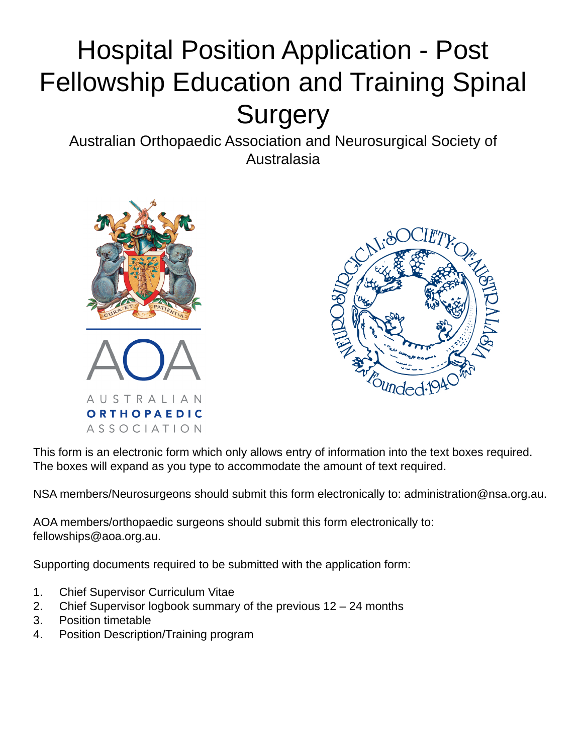# Hospital Position Application - Post Fellowship Education and Training Spinal Surgery

Australian Orthopaedic Association and Neurosurgical Society of Australasia

This form is an electronic form which only allows entry of information into the text boxes required. The boxes will expand as you type to accommodate the amount of text required.

NSA members/Neurosurgeons should submit this form electronically to: administration@nsa.org.au.

AOA members/orthopaedic surgeons should submit this form electronically to: fellowships@aoa.org.au.

Supporting documents required to be submitted with the application form:

1. Chief Supervisor Curriculum Vitae
2. Chief Supervisor logbook summary of the previous 12 – 24 months
3. Position timetable
4. Position Description/Training program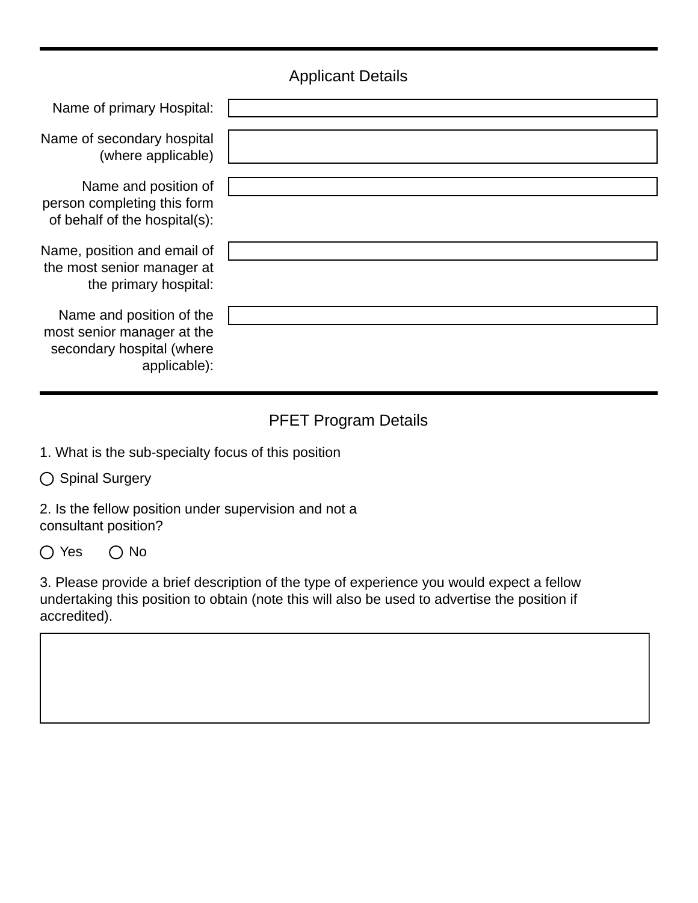## Applicant Details

Name of primary Hospital:

Name of secondary hospital (where applicable)

Name and position of person completing this form of behalf of the hospital(s):

Name, position and email of the most senior manager at the primary hospital:

Name and position of the most senior manager at the secondary hospital (where applicable):

## PFET Program Details

1. What is the sub-specialty focus of this position

○ Spinal Surgery

2. Is the fellow position under supervision and not a consultant position?

○ Yes ○ No

3. Please provide a brief description of the type of experience you would expect a fellow undertaking this position to obtain (note this will also be used to advertise the position if accredited).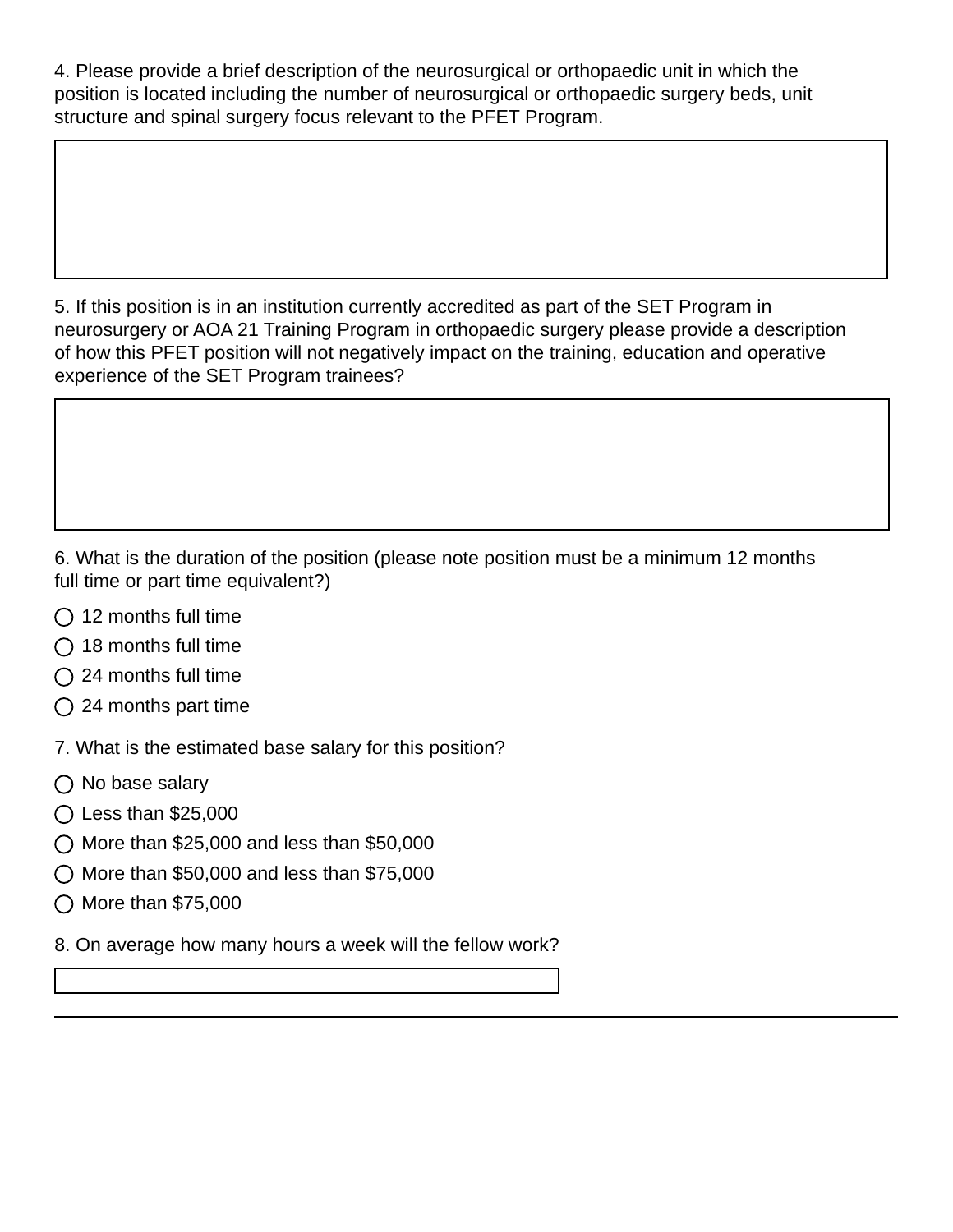4. Please provide a brief description of the neurosurgical or orthopaedic unit in which the position is located including the number of neurosurgical or orthopaedic surgery beds, unit structure and spinal surgery focus relevant to the PFET Program.

5. If this position is in an institution currently accredited as part of the SET Program in neurosurgery or AOA 21 Training Program in orthopaedic surgery please provide a description of how this PFET position will not negatively impact on the training, education and operative experience of the SET Program trainees?

6. What is the duration of the position (please note position must be a minimum 12 months full time or part time equivalent?)

- ◯ 12 months full time
- ◯ 18 months full time
- ◯ 24 months full time
- ◯ 24 months part time

7. What is the estimated base salary for this position?

- ◯ No base salary
- ◯ Less than $25,000
- ◯ More than $25,000 and less than $50,000
- ◯ More than $50,000 and less than $75,000
- ◯ More than $75,000

8. On average how many hours a week will the fellow work?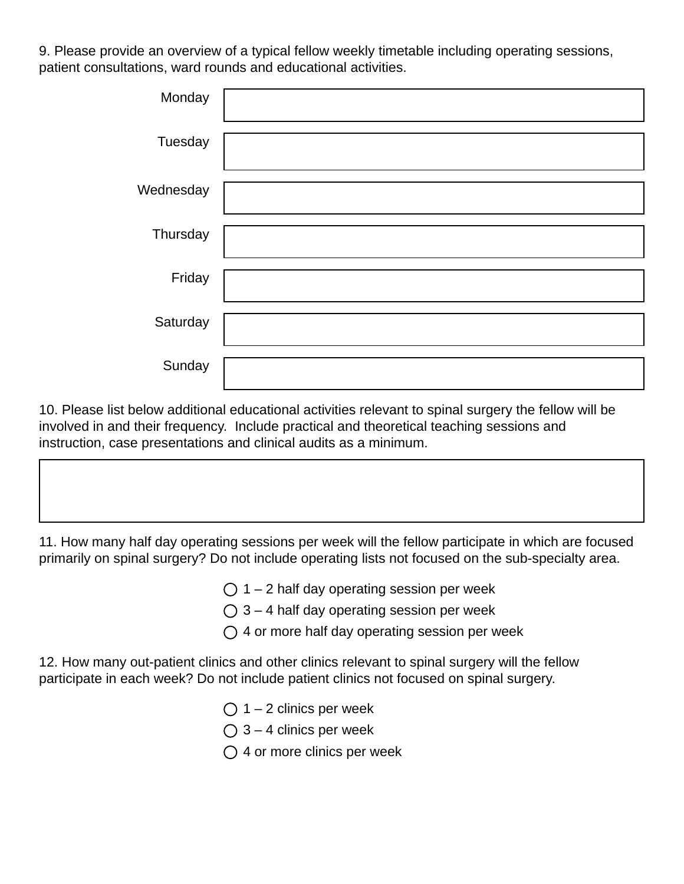9. Please provide an overview of a typical fellow weekly timetable including operating sessions, patient consultations, ward rounds and educational activities.

| Day | |
|---|---|
| Monday | |
| Tuesday | |
| Wednesday | |
| Thursday | |
| Friday | |
| Saturday | |
| Sunday | |

10. Please list below additional educational activities relevant to spinal surgery the fellow will be involved in and their frequency. Include practical and theoretical teaching sessions and instruction, case presentations and clinical audits as a minimum.

11. How many half day operating sessions per week will the fellow participate in which are focused primarily on spinal surgery? Do not include operating lists not focused on the sub-specialty area.

- ◯ 1 – 2 half day operating session per week
- ◯ 3 – 4 half day operating session per week
- ◯ 4 or more half day operating session per week

12. How many out-patient clinics and other clinics relevant to spinal surgery will the fellow participate in each week? Do not include patient clinics not focused on spinal surgery.

- ◯ 1 – 2 clinics per week
- ◯ 3 – 4 clinics per week
- ◯ 4 or more clinics per week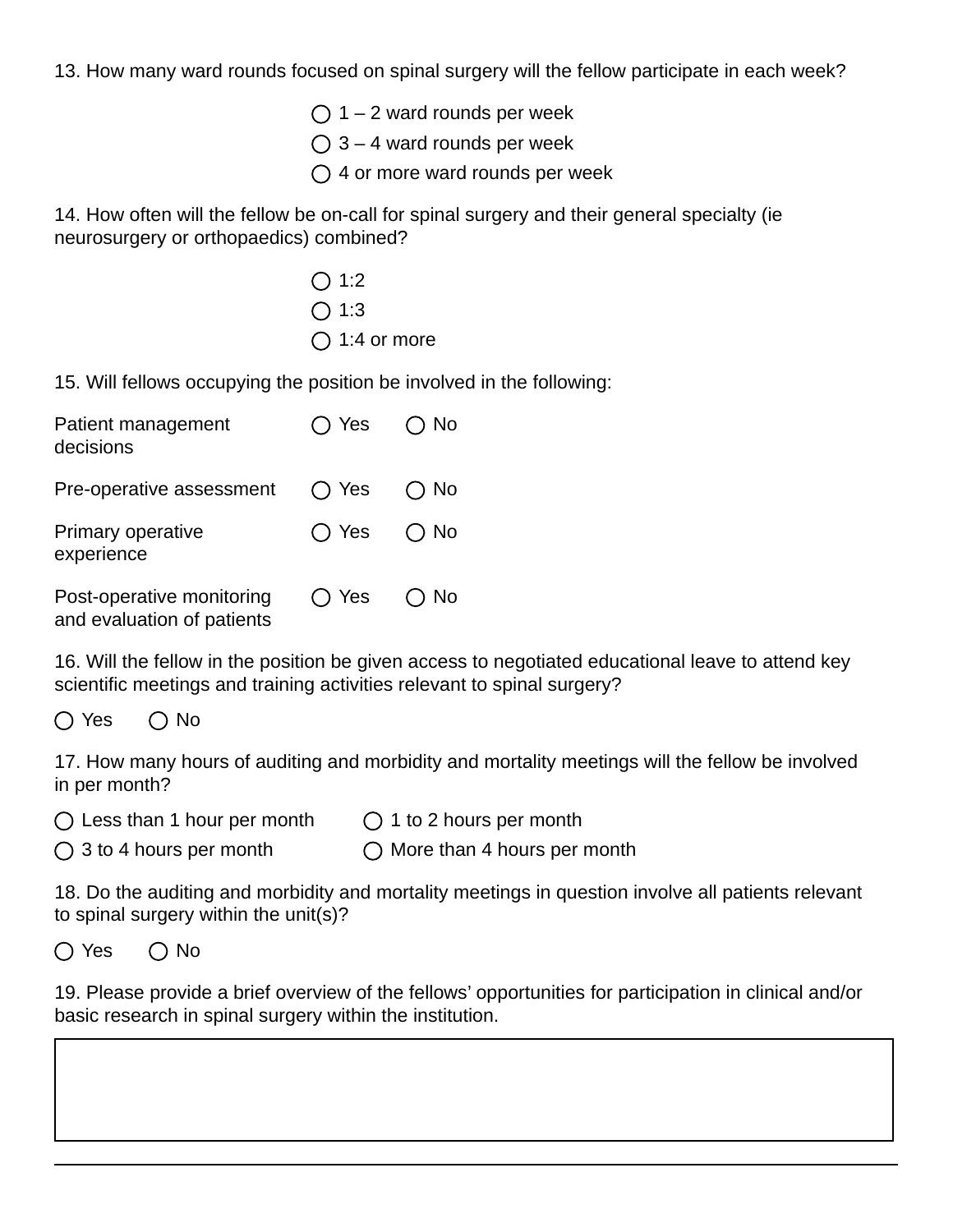13. How many ward rounds focused on spinal surgery will the fellow participate in each week?

- ◯ 1 – 2 ward rounds per week
- ◯ 3 – 4 ward rounds per week
- ◯ 4 or more ward rounds per week

14. How often will the fellow be on-call for spinal surgery and their general specialty (ie neurosurgery or orthopaedics) combined?

- ◯ 1:2
- ◯ 1:3
- ◯ 1:4 or more

15. Will fellows occupying the position be involved in the following:

| | | |
|---|---|---|
| Patient management decisions | ◯ Yes | ◯ No |
| Pre-operative assessment | ◯ Yes | ◯ No |
| Primary operative experience | ◯ Yes | ◯ No |
| Post-operative monitoring and evaluation of patients | ◯ Yes | ◯ No |

16. Will the fellow in the position be given access to negotiated educational leave to attend key scientific meetings and training activities relevant to spinal surgery?

◯ Yes ◯ No

17. How many hours of auditing and morbidity and mortality meetings will the fellow be involved in per month?

- ◯ Less than 1 hour per month
- ◯ 1 to 2 hours per month
- ◯ 3 to 4 hours per month
- ◯ More than 4 hours per month

18. Do the auditing and morbidity and mortality meetings in question involve all patients relevant to spinal surgery within the unit(s)?

◯ Yes ◯ No

19. Please provide a brief overview of the fellows' opportunities for participation in clinical and/or basic research in spinal surgery within the institution.

| |
|---|
| |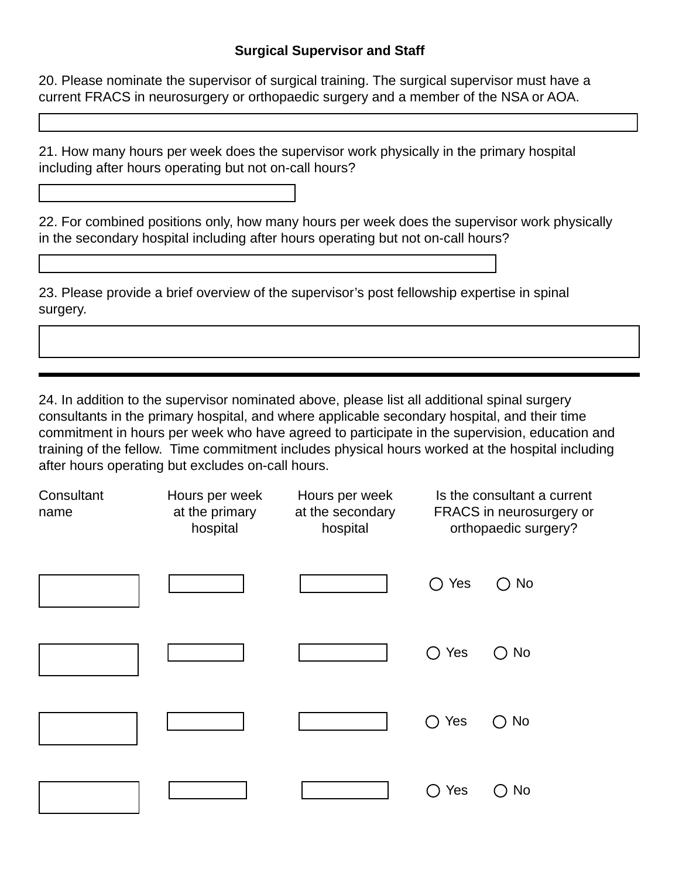## Surgical Supervisor and Staff

20. Please nominate the supervisor of surgical training. The surgical supervisor must have a current FRACS in neurosurgery or orthopaedic surgery and a member of the NSA or AOA.

21. How many hours per week does the supervisor work physically in the primary hospital including after hours operating but not on-call hours?

22. For combined positions only, how many hours per week does the supervisor work physically in the secondary hospital including after hours operating but not on-call hours?

23. Please provide a brief overview of the supervisor's post fellowship expertise in spinal surgery.

---

24. In addition to the supervisor nominated above, please list all additional spinal surgery consultants in the primary hospital, and where applicable secondary hospital, and their time commitment in hours per week who have agreed to participate in the supervision, education and training of the fellow. Time commitment includes physical hours worked at the hospital including after hours operating but excludes on-call hours.

| Consultant name | Hours per week at the primary hospital | Hours per week at the secondary hospital | Is the consultant a current FRACS in neurosurgery or orthopaedic surgery? |
|---|---|---|---|
| | | | ◯ Yes ◯ No |
| | | | ◯ Yes ◯ No |
| | | | ◯ Yes ◯ No |
| | | | ◯ Yes ◯ No |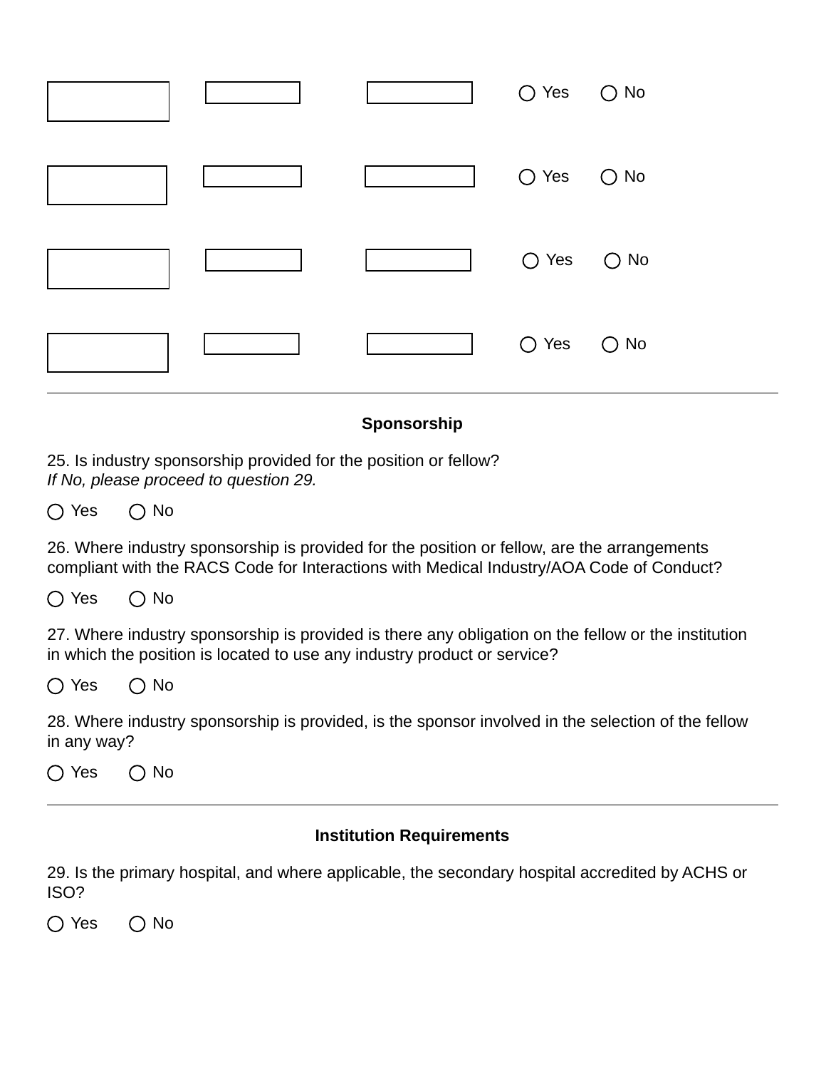| | | | ○ Yes ○ No |
|---|---|---|---|
| | | | ○ Yes ○ No |
| | | | ○ Yes ○ No |
| | | | ○ Yes ○ No |

---

### Sponsorship

25. Is industry sponsorship provided for the position or fellow?
*If No, please proceed to question 29.*

○ Yes ○ No

26. Where industry sponsorship is provided for the position or fellow, are the arrangements compliant with the RACS Code for Interactions with Medical Industry/AOA Code of Conduct?

○ Yes ○ No

27. Where industry sponsorship is provided is there any obligation on the fellow or the institution in which the position is located to use any industry product or service?

○ Yes ○ No

28. Where industry sponsorship is provided, is the sponsor involved in the selection of the fellow in any way?

○ Yes ○ No

---

### Institution Requirements

29. Is the primary hospital, and where applicable, the secondary hospital accredited by ACHS or ISO?

○ Yes ○ No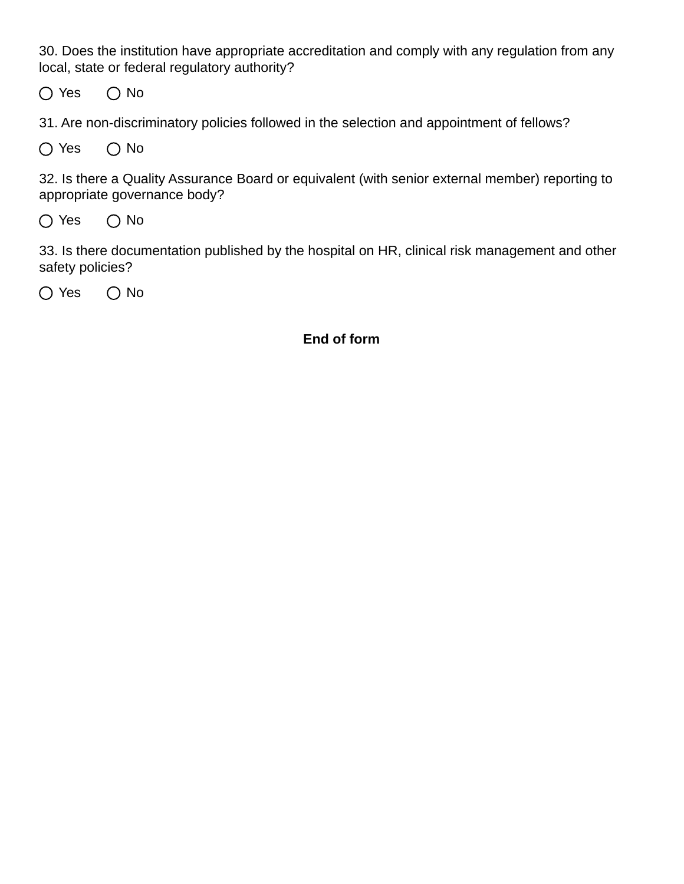30. Does the institution have appropriate accreditation and comply with any regulation from any local, state or federal regulatory authority?

◯ Yes ◯ No

31. Are non-discriminatory policies followed in the selection and appointment of fellows?

◯ Yes ◯ No

32. Is there a Quality Assurance Board or equivalent (with senior external member) reporting to appropriate governance body?

◯ Yes ◯ No

33. Is there documentation published by the hospital on HR, clinical risk management and other safety policies?

◯ Yes ◯ No

**End of form**